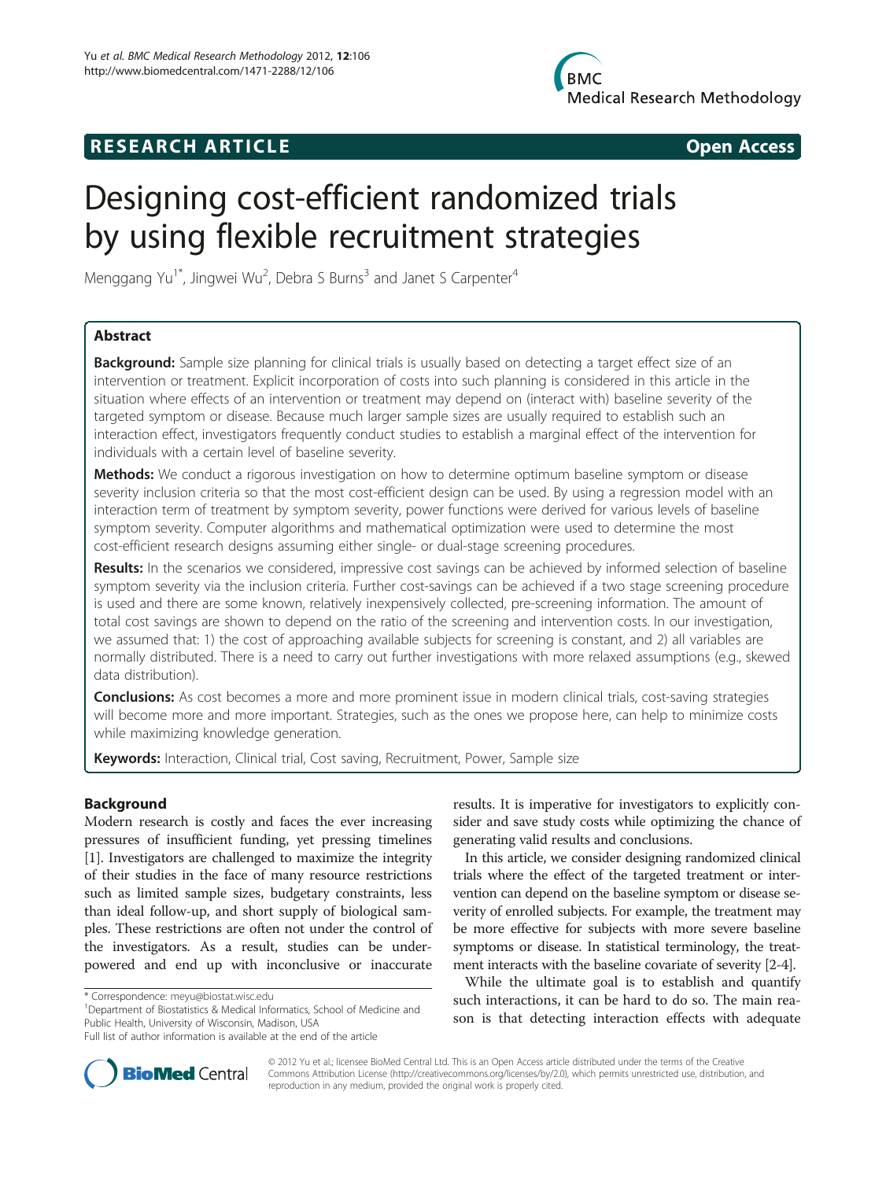**RESEARCH ARTICLE** **Open Access**

# Designing cost-efficient randomized trials by using flexible recruitment strategies

Menggang Yu[1*], Jingwei Wu[2], Debra S Burns[3] and Janet S Carpenter[4]

## Abstract

**Background:** Sample size planning for clinical trials is usually based on detecting a target effect size of an intervention or treatment. Explicit incorporation of costs into such planning is considered in this article in the situation where effects of an intervention or treatment may depend on (interact with) baseline severity of the targeted symptom or disease. Because much larger sample sizes are usually required to establish such an interaction effect, investigators frequently conduct studies to establish a marginal effect of the intervention for individuals with a certain level of baseline severity.

**Methods:** We conduct a rigorous investigation on how to determine optimum baseline symptom or disease severity inclusion criteria so that the most cost-efficient design can be used. By using a regression model with an interaction term of treatment by symptom severity, power functions were derived for various levels of baseline symptom severity. Computer algorithms and mathematical optimization were used to determine the most cost-efficient research designs assuming either single- or dual-stage screening procedures.

**Results:** In the scenarios we considered, impressive cost savings can be achieved by informed selection of baseline symptom severity via the inclusion criteria. Further cost-savings can be achieved if a two stage screening procedure is used and there are some known, relatively inexpensively collected, pre-screening information. The amount of total cost savings are shown to depend on the ratio of the screening and intervention costs. In our investigation, we assumed that: 1) the cost of approaching available subjects for screening is constant, and 2) all variables are normally distributed. There is a need to carry out further investigations with more relaxed assumptions (e.g., skewed data distribution).

**Conclusions:** As cost becomes a more and more prominent issue in modern clinical trials, cost-saving strategies will become more and more important. Strategies, such as the ones we propose here, can help to minimize costs while maximizing knowledge generation.

**Keywords:** Interaction, Clinical trial, Cost saving, Recruitment, Power, Sample size

## Background

Modern research is costly and faces the ever increasing pressures of insufficient funding, yet pressing timelines [1]. Investigators are challenged to maximize the integrity of their studies in the face of many resource restrictions such as limited sample sizes, budgetary constraints, less than ideal follow-up, and short supply of biological samples. These restrictions are often not under the control of the investigators. As a result, studies can be underpowered and end up with inconclusive or inaccurate results. It is imperative for investigators to explicitly consider and save study costs while optimizing the chance of generating valid results and conclusions.

In this article, we consider designing randomized clinical trials where the effect of the targeted treatment or intervention can depend on the baseline symptom or disease severity of enrolled subjects. For example, the treatment may be more effective for subjects with more severe baseline symptoms or disease. In statistical terminology, the treatment interacts with the baseline covariate of severity [2-4].

While the ultimate goal is to establish and quantify such interactions, it can be hard to do so. The main reason is that detecting interaction effects with adequate

\* Correspondence: meyu@biostat.wisc.edu
[1]Department of Biostatistics & Medical Informatics, School of Medicine and Public Health, University of Wisconsin, Madison, USA
Full list of author information is available at the end of the article

© 2012 Yu et al.; licensee BioMed Central Ltd. This is an Open Access article distributed under the terms of the Creative Commons Attribution License (http://creativecommons.org/licenses/by/2.0), which permits unrestricted use, distribution, and reproduction in any medium, provided the original work is properly cited.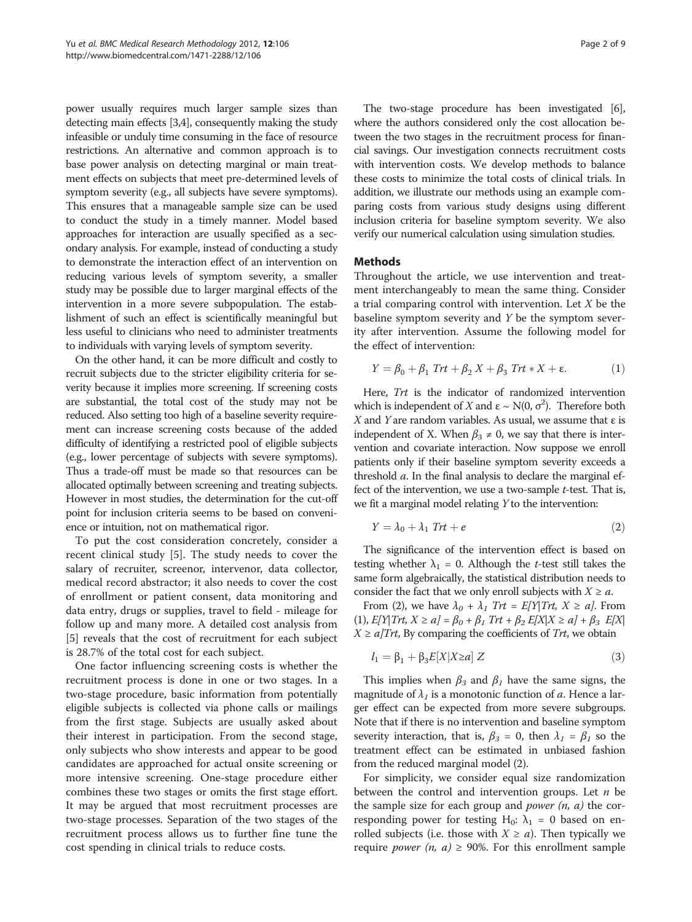power usually requires much larger sample sizes than detecting main effects [3,4], consequently making the study infeasible or unduly time consuming in the face of resource restrictions. An alternative and common approach is to base power analysis on detecting marginal or main treatment effects on subjects that meet pre-determined levels of symptom severity (e.g., all subjects have severe symptoms). This ensures that a manageable sample size can be used to conduct the study in a timely manner. Model based approaches for interaction are usually specified as a secondary analysis. For example, instead of conducting a study to demonstrate the interaction effect of an intervention on reducing various levels of symptom severity, a smaller study may be possible due to larger marginal effects of the intervention in a more severe subpopulation. The establishment of such an effect is scientifically meaningful but less useful to clinicians who need to administer treatments to individuals with varying levels of symptom severity.

On the other hand, it can be more difficult and costly to recruit subjects due to the stricter eligibility criteria for severity because it implies more screening. If screening costs are substantial, the total cost of the study may not be reduced. Also setting too high of a baseline severity requirement can increase screening costs because of the added difficulty of identifying a restricted pool of eligible subjects (e.g., lower percentage of subjects with severe symptoms). Thus a trade-off must be made so that resources can be allocated optimally between screening and treating subjects. However in most studies, the determination for the cut-off point for inclusion criteria seems to be based on convenience or intuition, not on mathematical rigor.

To put the cost consideration concretely, consider a recent clinical study [5]. The study needs to cover the salary of recruiter, screenor, intervenor, data collector, medical record abstractor; it also needs to cover the cost of enrollment or patient consent, data monitoring and data entry, drugs or supplies, travel to field - mileage for follow up and many more. A detailed cost analysis from [5] reveals that the cost of recruitment for each subject is 28.7% of the total cost for each subject.

One factor influencing screening costs is whether the recruitment process is done in one or two stages. In a two-stage procedure, basic information from potentially eligible subjects is collected via phone calls or mailings from the first stage. Subjects are usually asked about their interest in participation. From the second stage, only subjects who show interests and appear to be good candidates are approached for actual onsite screening or more intensive screening. One-stage procedure either combines these two stages or omits the first stage effort. It may be argued that most recruitment processes are two-stage processes. Separation of the two stages of the recruitment process allows us to further fine tune the cost spending in clinical trials to reduce costs.

The two-stage procedure has been investigated [6], where the authors considered only the cost allocation between the two stages in the recruitment process for financial savings. Our investigation connects recruitment costs with intervention costs. We develop methods to balance these costs to minimize the total costs of clinical trials. In addition, we illustrate our methods using an example comparing costs from various study designs using different inclusion criteria for baseline symptom severity. We also verify our numerical calculation using simulation studies.

## Methods

Throughout the article, we use intervention and treatment interchangeably to mean the same thing. Consider a trial comparing control with intervention. Let $X$ be the baseline symptom severity and $Y$ be the symptom severity after intervention. Assume the following model for the effect of intervention:

$$Y = \beta_0 + \beta_1 \, Trt + \beta_2 \, X + \beta_3 \, Trt * X + \varepsilon. \tag{1}$$

Here, $Trt$ is the indicator of randomized intervention which is independent of $X$ and $\varepsilon \sim N(0, \sigma^2)$. Therefore both $X$ and $Y$ are random variables. As usual, we assume that $\varepsilon$ is independent of X. When $\beta_3 \neq 0$, we say that there is intervention and covariate interaction. Now suppose we enroll patients only if their baseline symptom severity exceeds a threshold $a$. In the final analysis to declare the marginal effect of the intervention, we use a two-sample $t$-test. That is, we fit a marginal model relating $Y$ to the intervention:

$$Y = \lambda_0 + \lambda_1 \, Trt + e \tag{2}$$

The significance of the intervention effect is based on testing whether $\lambda_1 = 0$. Although the $t$-test still takes the same form algebraically, the statistical distribution needs to consider the fact that we only enroll subjects with $X \geq a$.

From (2), we have $\lambda_0 + \lambda_1 \, Trt = E[Y|Trt, X \geq a]$. From (1), $E[Y|Trt, X \geq a] = \beta_0 + \beta_1 \, Trt + \beta_2 \, E[X|X \geq a] + \beta_3 \, E[X|X \geq a]Trt$, By comparing the coefficients of $Trt$, we obtain

$$l_1 = \beta_1 + \beta_3 E[X|X \geq a] \; Z \tag{3}$$

This implies when $\beta_3$ and $\beta_1$ have the same signs, the magnitude of $\lambda_1$ is a monotonic function of $a$. Hence a larger effect can be expected from more severe subgroups. Note that if there is no intervention and baseline symptom severity interaction, that is, $\beta_3 = 0$, then $\lambda_1 = \beta_1$ so the treatment effect can be estimated in unbiased fashion from the reduced marginal model (2).

For simplicity, we consider equal size randomization between the control and intervention groups. Let $n$ be the sample size for each group and *power* $(n, a)$ the corresponding power for testing $H_0$: $\lambda_1 = 0$ based on enrolled subjects (i.e. those with $X \geq a$). Then typically we require *power* $(n, a) \geq 90\%$. For this enrollment sample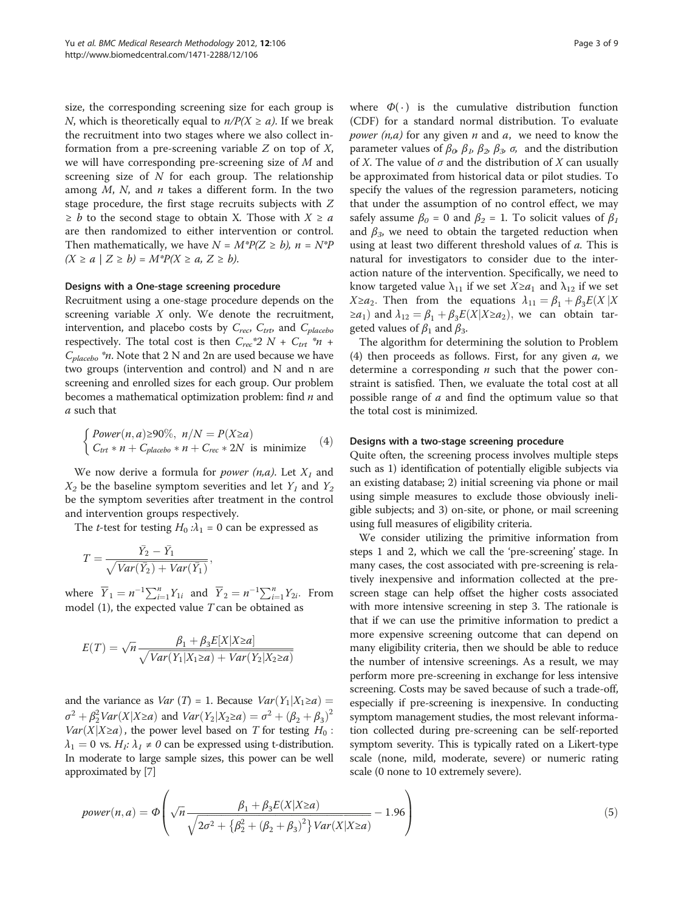size, the corresponding screening size for each group is $N$, which is theoretically equal to $n/P(X \geq a)$. If we break the recruitment into two stages where we also collect information from a pre-screening variable $Z$ on top of $X$, we will have corresponding pre-screening size of $M$ and screening size of $N$ for each group. The relationship among $M$, $N$, and $n$ takes a different form. In the two stage procedure, the first stage recruits subjects with $Z \geq b$ to the second stage to obtain X. Those with $X \geq a$ are then randomized to either intervention or control. Then mathematically, we have $N = M*P(Z \geq b)$, $n = N*P(X \geq a \mid Z \geq b) = M*P(X \geq a, Z \geq b)$.

### Designs with a One-stage screening procedure

Recruitment using a one-stage procedure depends on the screening variable $X$ only. We denote the recruitment, intervention, and placebo costs by $C_{rec}$, $C_{trt}$, and $C_{placebo}$ respectively. The total cost is then $C_{rec}*2\,N + C_{trt}*n + C_{placebo}*n$. Note that 2 N and 2n are used because we have two groups (intervention and control) and N and n are screening and enrolled sizes for each group. Our problem becomes a mathematical optimization problem: find $n$ and $a$ such that

$$\begin{cases} Power(n,a) \geq 90\%, \; n/N = P(X \geq a) \\ C_{trt} * n + C_{placebo} * n + C_{rec} * 2N \text{ is minimize} \end{cases} \tag{4}$$

We now derive a formula for *power (n,a)*. Let $X_1$ and $X_2$ be the baseline symptom severities and let $Y_1$ and $Y_2$ be the symptom severities after treatment in the control and intervention groups respectively.

The *t*-test for testing $H_0: \lambda_1 = 0$ can be expressed as

$$T = \frac{\bar{Y}_2 - \bar{Y}_1}{\sqrt{Var(\bar{Y}_2) + Var(\bar{Y}_1)}},$$

where $\overline{Y}_1 = n^{-1}\sum_{i=1}^{n} Y_{1i}$ and $\overline{Y}_2 = n^{-1}\sum_{i=1}^{n} Y_{2i}$. From model (1), the expected value $T$ can be obtained as

$$E(T) = \sqrt{n}\frac{\beta_1 + \beta_3 E[X|X \geq a]}{\sqrt{Var(Y_1|X_1 \geq a) + Var(Y_2|X_2 \geq a)}}$$

and the variance as $Var(T) = 1$. Because $Var(Y_1|X_1 \geq a) = \sigma^2 + \beta_2^2 Var(X|X \geq a)$ and $Var(Y_2|X_2 \geq a) = \sigma^2 + (\beta_2 + \beta_3)^2 Var(X|X \geq a)$, the power level based on $T$ for testing $H_0: \lambda_1 = 0$ vs. $H_1: \lambda_1 \neq 0$ can be expressed using t-distribution. In moderate to large sample sizes, this power can be well approximated by [7]

$$power(n,a) = \Phi\left(\sqrt{n}\frac{\beta_1 + \beta_3 E(X|X \geq a)}{\sqrt{2\sigma^2 + \left\{\beta_2^2 + (\beta_2 + \beta_3)^2\right\} Var(X|X \geq a)}} - 1.96\right) \tag{5}$$

where $\Phi(\cdot)$ is the cumulative distribution function (CDF) for a standard normal distribution. To evaluate *power (n,a)* for any given $n$ and $a$, we need to know the parameter values of $\beta_0$, $\beta_1$, $\beta_2$, $\beta_3$, $\sigma$, and the distribution of X. The value of $\sigma$ and the distribution of $X$ can usually be approximated from historical data or pilot studies. To specify the values of the regression parameters, noticing that under the assumption of no control effect, we may safely assume $\beta_0 = 0$ and $\beta_2 = 1$. To solicit values of $\beta_1$ and $\beta_3$, we need to obtain the targeted reduction when using at least two different threshold values of $a$. This is natural for investigators to consider due to the interaction nature of the intervention. Specifically, we need to know targeted value $\lambda_{11}$ if we set $X \geq a_1$ and $\lambda_{12}$ if we set $X \geq a_2$. Then from the equations $\lambda_{11} = \beta_1 + \beta_3 E(X|X \geq a_1)$ and $\lambda_{12} = \beta_1 + \beta_3 E(X|X \geq a_2)$, we can obtain targeted values of $\beta_1$ and $\beta_3$.

The algorithm for determining the solution to Problem (4) then proceeds as follows. First, for any given $a$, we determine a corresponding $n$ such that the power constraint is satisfied. Then, we evaluate the total cost at all possible range of $a$ and find the optimum value so that the total cost is minimized.

### Designs with a two-stage screening procedure

Quite often, the screening process involves multiple steps such as 1) identification of potentially eligible subjects via an existing database; 2) initial screening via phone or mail using simple measures to exclude those obviously ineligible subjects; and 3) on-site, or phone, or mail screening using full measures of eligibility criteria.

We consider utilizing the primitive information from steps 1 and 2, which we call the 'pre-screening' stage. In many cases, the cost associated with pre-screening is relatively inexpensive and information collected at the pre-screen stage can help offset the higher costs associated with more intensive screening in step 3. The rationale is that if we can use the primitive information to predict a more expensive screening outcome that can depend on many eligibility criteria, then we should be able to reduce the number of intensive screenings. As a result, we may perform more pre-screening in exchange for less intensive screening. Costs may be saved because of such a trade-off, especially if pre-screening is inexpensive. In conducting symptom management studies, the most relevant information collected during pre-screening can be self-reported symptom severity. This is typically rated on a Likert-type scale (none, mild, moderate, severe) or numeric rating scale (0 none to 10 extremely severe).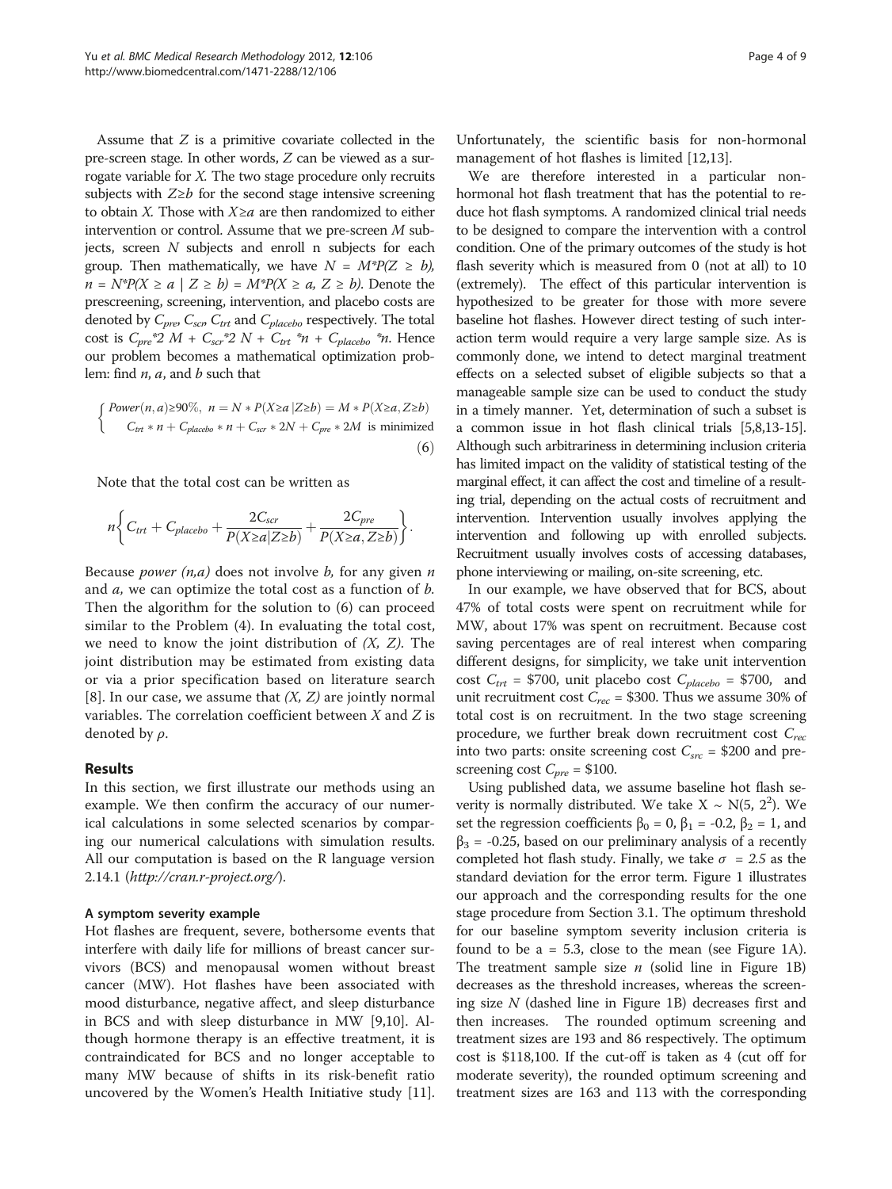Assume that $Z$ is a primitive covariate collected in the pre-screen stage. In other words, $Z$ can be viewed as a surrogate variable for $X$. The two stage procedure only recruits subjects with $Z \geq b$ for the second stage intensive screening to obtain $X$. Those with $X \geq a$ are then randomized to either intervention or control. Assume that we pre-screen $M$ subjects, screen $N$ subjects and enroll n subjects for each group. Then mathematically, we have $N = M^*P(Z \geq b)$, $n = N^*P(X \geq a \mid Z \geq b) = M^*P(X \geq a, Z \geq b)$. Denote the prescreening, screening, intervention, and placebo costs are denoted by $C_{pre}$, $C_{scr}$, $C_{trt}$ and $C_{placebo}$ respectively. The total cost is $C_{pre}{}^*2\ M + C_{scr}{}^*2\ N + C_{trt}\ {}^*n + C_{placebo}\ {}^*n$. Hence our problem becomes a mathematical optimization problem: find $n$, $a$, and $b$ such that

$$\begin{cases} Power(n,a) \geq 90\%,\ n = N * P(X \geq a \mid Z \geq b) = M * P(X \geq a, Z \geq b) \\ C_{trt} * n + C_{placebo} * n + C_{scr} * 2N + C_{pre} * 2M \ \text{ is minimized} \end{cases} \tag{6}$$

Note that the total cost can be written as

$$n\left\{C_{trt} + C_{placebo} + \frac{2C_{scr}}{P(X \geq a \mid Z \geq b)} + \frac{2C_{pre}}{P(X \geq a, Z \geq b)}\right\}.$$

Because *power (n,a)* does not involve $b$, for any given $n$ and $a$, we can optimize the total cost as a function of $b$. Then the algorithm for the solution to (6) can proceed similar to the Problem (4). In evaluating the total cost, we need to know the joint distribution of $(X, Z)$. The joint distribution may be estimated from existing data or via a prior specification based on literature search [8]. In our case, we assume that $(X, Z)$ are jointly normal variables. The correlation coefficient between $X$ and $Z$ is denoted by $\rho$.

## Results

In this section, we first illustrate our methods using an example. We then confirm the accuracy of our numerical calculations in some selected scenarios by comparing our numerical calculations with simulation results. All our computation is based on the R language version 2.14.1 (http://cran.r-project.org/).

### A symptom severity example

Hot flashes are frequent, severe, bothersome events that interfere with daily life for millions of breast cancer survivors (BCS) and menopausal women without breast cancer (MW). Hot flashes have been associated with mood disturbance, negative affect, and sleep disturbance in BCS and with sleep disturbance in MW [9,10]. Although hormone therapy is an effective treatment, it is contraindicated for BCS and no longer acceptable to many MW because of shifts in its risk-benefit ratio uncovered by the Women's Health Initiative study [11]. Unfortunately, the scientific basis for non-hormonal management of hot flashes is limited [12,13].

We are therefore interested in a particular non-hormonal hot flash treatment that has the potential to reduce hot flash symptoms. A randomized clinical trial needs to be designed to compare the intervention with a control condition. One of the primary outcomes of the study is hot flash severity which is measured from 0 (not at all) to 10 (extremely). The effect of this particular intervention is hypothesized to be greater for those with more severe baseline hot flashes. However direct testing of such interaction term would require a very large sample size. As is commonly done, we intend to detect marginal treatment effects on a selected subset of eligible subjects so that a manageable sample size can be used to conduct the study in a timely manner. Yet, determination of such a subset is a common issue in hot flash clinical trials [5,8,13-15]. Although such arbitrariness in determining inclusion criteria has limited impact on the validity of statistical testing of the marginal effect, it can affect the cost and timeline of a resulting trial, depending on the actual costs of recruitment and intervention. Intervention usually involves applying the intervention and following up with enrolled subjects. Recruitment usually involves costs of accessing databases, phone interviewing or mailing, on-site screening, etc.

In our example, we have observed that for BCS, about 47% of total costs were spent on recruitment while for MW, about 17% was spent on recruitment. Because cost saving percentages are of real interest when comparing different designs, for simplicity, we take unit intervention cost $C_{trt}$ = \$700, unit placebo cost $C_{placebo}$ = \$700, and unit recruitment cost $C_{rec}$ = \$300. Thus we assume 30% of total cost is on recruitment. In the two stage screening procedure, we further break down recruitment cost $C_{rec}$ into two parts: onsite screening cost $C_{src}$ = \$200 and pre-screening cost $C_{pre}$ = \$100.

Using published data, we assume baseline hot flash severity is normally distributed. We take $X \sim N(5, 2^2)$. We set the regression coefficients $\beta_0 = 0$, $\beta_1 = -0.2$, $\beta_2 = 1$, and $\beta_3 = -0.25$, based on our preliminary analysis of a recently completed hot flash study. Finally, we take $\sigma = 2.5$ as the standard deviation for the error term. Figure 1 illustrates our approach and the corresponding results for the one stage procedure from Section 3.1. The optimum threshold for our baseline symptom severity inclusion criteria is found to be a = 5.3, close to the mean (see Figure 1A). The treatment sample size $n$ (solid line in Figure 1B) decreases as the threshold increases, whereas the screening size $N$ (dashed line in Figure 1B) decreases first and then increases. The rounded optimum screening and treatment sizes are 193 and 86 respectively. The optimum cost is \$118,100. If the cut-off is taken as 4 (cut off for moderate severity), the rounded optimum screening and treatment sizes are 163 and 113 with the corresponding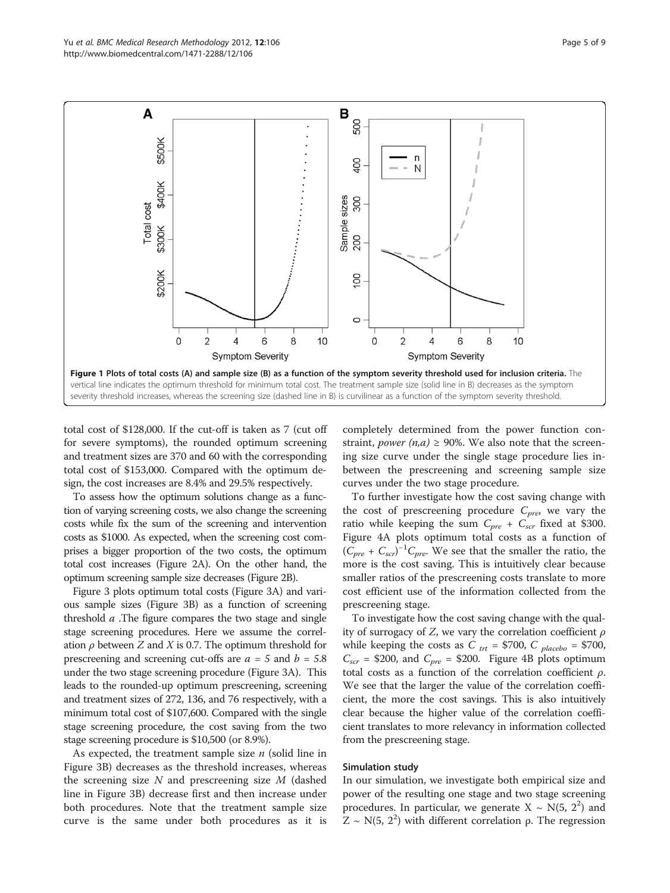**Figure 1 Plots of total costs (A) and sample size (B) as a function of the symptom severity threshold used for inclusion criteria.** The vertical line indicates the optimum threshold for minimum total cost. The treatment sample size (solid line in B) decreases as the symptom severity threshold increases, whereas the screening size (dashed line in B) is curvilinear as a function of the symptom severity threshold.

total cost of \$128,000. If the cut-off is taken as 7 (cut off for severe symptoms), the rounded optimum screening and treatment sizes are 370 and 60 with the corresponding total cost of \$153,000. Compared with the optimum design, the cost increases are 8.4% and 29.5% respectively.

To assess how the optimum solutions change as a function of varying screening costs, we also change the screening costs while fix the sum of the screening and intervention costs as \$1000. As expected, when the screening cost comprises a bigger proportion of the two costs, the optimum total cost increases (Figure 2A). On the other hand, the optimum screening sample size decreases (Figure 2B).

Figure 3 plots optimum total costs (Figure 3A) and various sample sizes (Figure 3B) as a function of screening threshold $a$ .The figure compares the two stage and single stage screening procedures. Here we assume the correlation $\rho$ between $Z$ and $X$ is 0.7. The optimum threshold for prescreening and screening cut-offs are $a = 5$ and $b = 5.8$ under the two stage screening procedure (Figure 3A). This leads to the rounded-up optimum prescreening, screening and treatment sizes of 272, 136, and 76 respectively, with a minimum total cost of \$107,600. Compared with the single stage screening procedure, the cost saving from the two stage screening procedure is \$10,500 (or 8.9%).

As expected, the treatment sample size $n$ (solid line in Figure 3B) decreases as the threshold increases, whereas the screening size $N$ and prescreening size $M$ (dashed line in Figure 3B) decrease first and then increase under both procedures. Note that the treatment sample size curve is the same under both procedures as it is completely determined from the power function constraint, *power* $(n,a) \geq 90\%$. We also note that the screening size curve under the single stage procedure lies inbetween the prescreening and screening sample size curves under the two stage procedure.

To further investigate how the cost saving change with the cost of prescreening procedure $C_{pre}$, we vary the ratio while keeping the sum $C_{pre} + C_{scr}$ fixed at \$300. Figure 4A plots optimum total costs as a function of $(C_{pre} + C_{scr})^{-1}C_{pre}$. We see that the smaller the ratio, the more is the cost saving. This is intuitively clear because smaller ratios of the prescreening costs translate to more cost efficient use of the information collected from the prescreening stage.

To investigate how the cost saving change with the quality of surrogacy of $Z$, we vary the correlation coefficient $\rho$ while keeping the costs as $C_{trt}$ = \$700, $C_{placebo}$ = \$700, $C_{scr}$ = \$200, and $C_{pre}$ = \$200. Figure 4B plots optimum total costs as a function of the correlation coefficient $\rho$. We see that the larger the value of the correlation coefficient, the more the cost savings. This is also intuitively clear because the higher value of the correlation coefficient translates to more relevancy in information collected from the prescreening stage.

### Simulation study

In our simulation, we investigate both empirical size and power of the resulting one stage and two stage screening procedures. In particular, we generate $X \sim N(5, 2^2)$ and $Z \sim N(5, 2^2)$ with different correlation $\rho$. The regression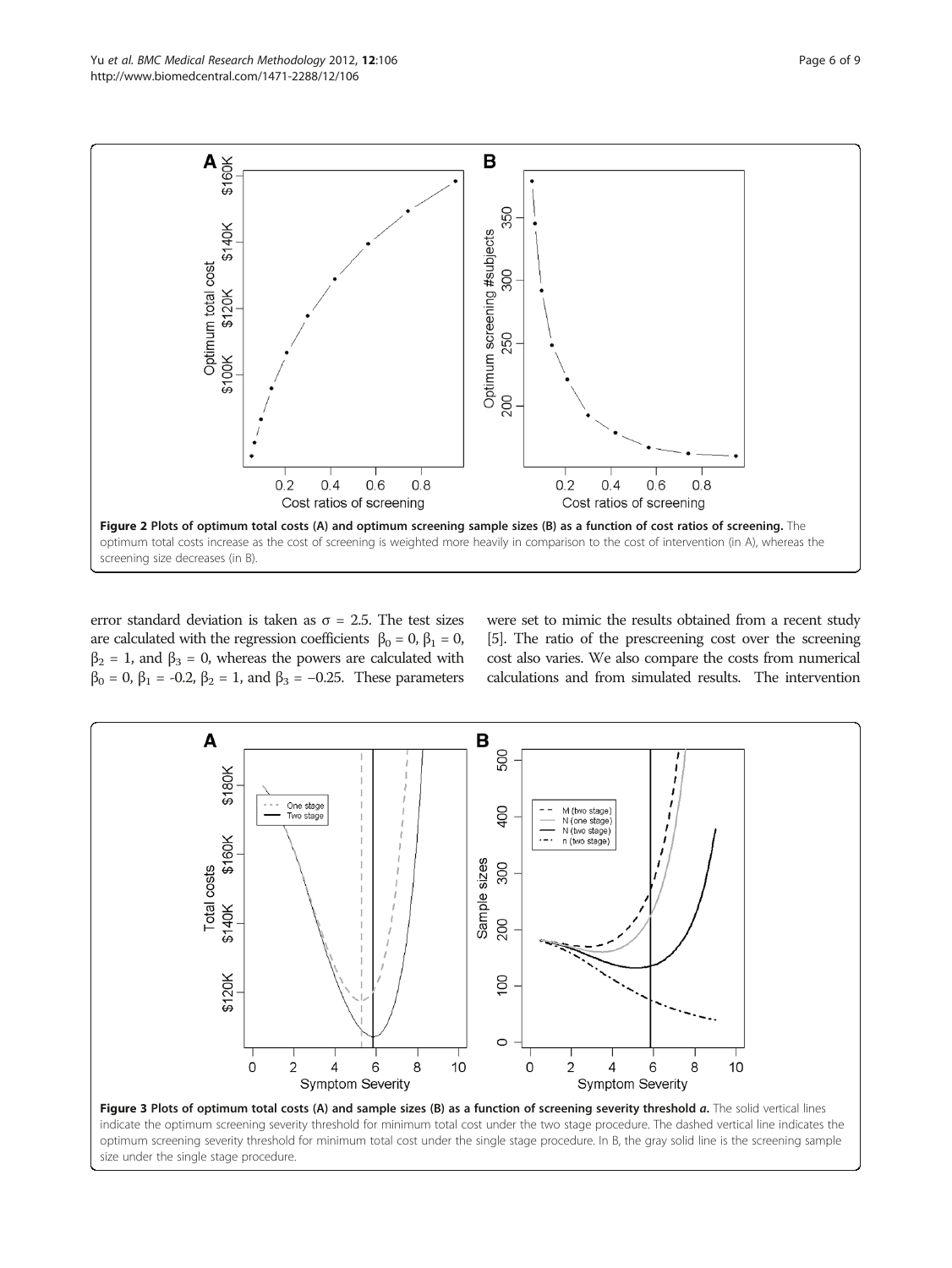**Figure 2 Plots of optimum total costs (A) and optimum screening sample sizes (B) as a function of cost ratios of screening.** The optimum total costs increase as the cost of screening is weighted more heavily in comparison to the cost of intervention (in A), whereas the screening size decreases (in B).

error standard deviation is taken as $\sigma = 2.5$. The test sizes are calculated with the regression coefficients $\beta_0 = 0$, $\beta_1 = 0$, $\beta_2 = 1$, and $\beta_3 = 0$, whereas the powers are calculated with $\beta_0 = 0$, $\beta_1 = -0.2$, $\beta_2 = 1$, and $\beta_3 = -0.25$. These parameters were set to mimic the results obtained from a recent study [5]. The ratio of the prescreening cost over the screening cost also varies. We also compare the costs from numerical calculations and from simulated results. The intervention

**Figure 3 Plots of optimum total costs (A) and sample sizes (B) as a function of screening severity threshold *a*.** The solid vertical lines indicate the optimum screening severity threshold for minimum total cost under the two stage procedure. The dashed vertical line indicates the optimum screening severity threshold for minimum total cost under the single stage procedure. In B, the gray solid line is the screening sample size under the single stage procedure.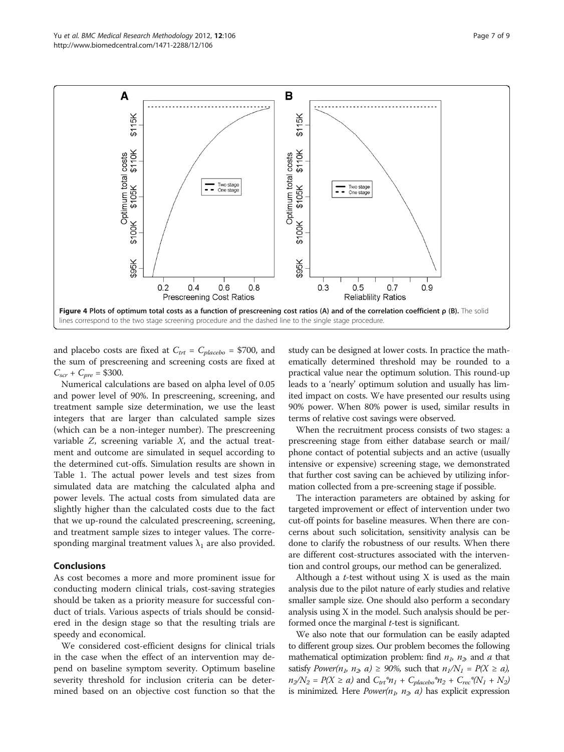**Figure 4 Plots of optimum total costs as a function of prescreening cost ratios (A) and of the correlation coefficient ρ (B).** The solid lines correspond to the two stage screening procedure and the dashed line to the single stage procedure.

and placebo costs are fixed at $C_{trt} = C_{placebo} = \$700$, and the sum of prescreening and screening costs are fixed at $C_{scr} + C_{pre} = \$300$.

Numerical calculations are based on alpha level of 0.05 and power level of 90%. In prescreening, screening, and treatment sample size determination, we use the least integers that are larger than calculated sample sizes (which can be a non-integer number). The prescreening variable $Z$, screening variable $X$, and the actual treatment and outcome are simulated in sequel according to the determined cut-offs. Simulation results are shown in Table 1. The actual power levels and test sizes from simulated data are matching the calculated alpha and power levels. The actual costs from simulated data are slightly higher than the calculated costs due to the fact that we up-round the calculated prescreening, screening, and treatment sample sizes to integer values. The corresponding marginal treatment values $\lambda_1$ are also provided.

## Conclusions

As cost becomes a more and more prominent issue for conducting modern clinical trials, cost-saving strategies should be taken as a priority measure for successful conduct of trials. Various aspects of trials should be considered in the design stage so that the resulting trials are speedy and economical.

We considered cost-efficient designs for clinical trials in the case when the effect of an intervention may depend on baseline symptom severity. Optimum baseline severity threshold for inclusion criteria can be determined based on an objective cost function so that the study can be designed at lower costs. In practice the mathematically determined threshold may be rounded to a practical value near the optimum solution. This round-up leads to a 'nearly' optimum solution and usually has limited impact on costs. We have presented our results using 90% power. When 80% power is used, similar results in terms of relative cost savings were observed.

When the recruitment process consists of two stages: a prescreening stage from either database search or mail/ phone contact of potential subjects and an active (usually intensive or expensive) screening stage, we demonstrated that further cost saving can be achieved by utilizing information collected from a pre-screening stage if possible.

The interaction parameters are obtained by asking for targeted improvement or effect of intervention under two cut-off points for baseline measures. When there are concerns about such solicitation, sensitivity analysis can be done to clarify the robustness of our results. When there are different cost-structures associated with the intervention and control groups, our method can be generalized.

Although a *t*-test without using X is used as the main analysis due to the pilot nature of early studies and relative smaller sample size. One should also perform a secondary analysis using X in the model. Such analysis should be performed once the marginal *t*-test is significant.

We also note that our formulation can be easily adapted to different group sizes. Our problem becomes the following mathematical optimization problem: find $n_1$, $n_2$, and $a$ that satisfy $Power(n_1, n_2, a) \geq 90\%$, such that $n_1/N_1 = P(X \geq a)$, $n_2/N_2 = P(X \geq a)$ and $C_{trt} * n_1 + C_{placebo} * n_2 + C_{rec} * (N_1 + N_2)$ is minimized. Here $Power(n_1, n_2, a)$ has explicit expression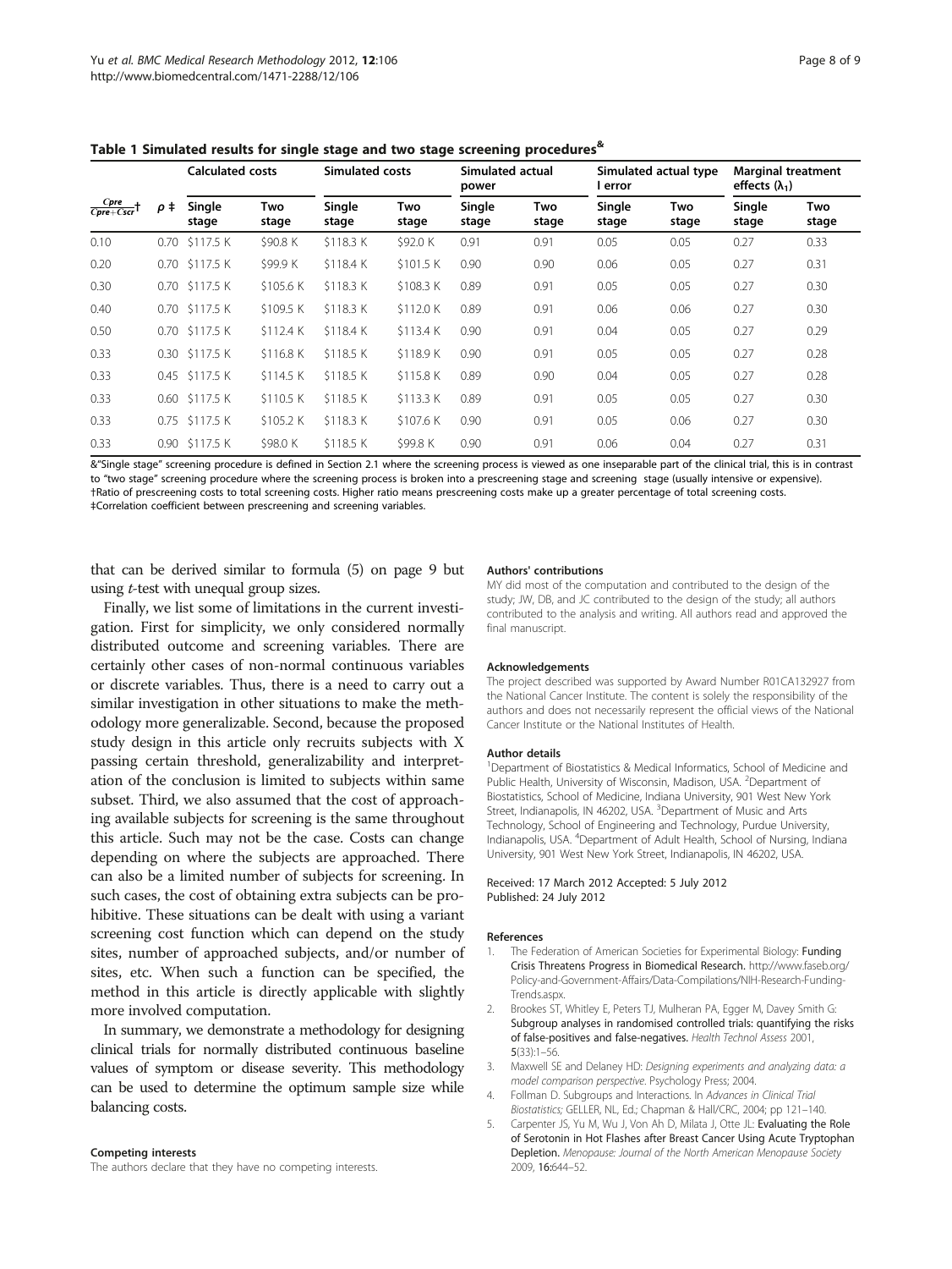**Table 1 Simulated results for single stage and two stage screening procedures[&]**

| $\frac{Cpre}{Cpre+Cscr}$† | $\rho$ ‡ | Calculated costs | | Simulated costs | | Simulated actual power | | Simulated actual type I error | | Marginal treatment effects ($\lambda_1$) | |
|---|---|---|---|---|---|---|---|---|---|---|---|
| | | Single stage | Two stage | Single stage | Two stage | Single stage | Two stage | Single stage | Two stage | Single stage | Two stage |
| 0.10 | 0.70 | \$117.5 K | \$90.8 K | \$118.3 K | \$92.0 K | 0.91 | 0.91 | 0.05 | 0.05 | 0.27 | 0.33 |
| 0.20 | 0.70 | \$117.5 K | \$99.9 K | \$118.4 K | \$101.5 K | 0.90 | 0.90 | 0.06 | 0.05 | 0.27 | 0.31 |
| 0.30 | 0.70 | \$117.5 K | \$105.6 K | \$118.3 K | \$108.3 K | 0.89 | 0.91 | 0.05 | 0.05 | 0.27 | 0.30 |
| 0.40 | 0.70 | \$117.5 K | \$109.5 K | \$118.3 K | \$112.0 K | 0.89 | 0.91 | 0.06 | 0.06 | 0.27 | 0.30 |
| 0.50 | 0.70 | \$117.5 K | \$112.4 K | \$118.4 K | \$113.4 K | 0.90 | 0.91 | 0.04 | 0.05 | 0.27 | 0.29 |
| 0.33 | 0.30 | \$117.5 K | \$116.8 K | \$118.5 K | \$118.9 K | 0.90 | 0.91 | 0.05 | 0.05 | 0.27 | 0.28 |
| 0.33 | 0.45 | \$117.5 K | \$114.5 K | \$118.5 K | \$115.8 K | 0.89 | 0.90 | 0.04 | 0.05 | 0.27 | 0.28 |
| 0.33 | 0.60 | \$117.5 K | \$110.5 K | \$118.5 K | \$113.3 K | 0.89 | 0.91 | 0.05 | 0.05 | 0.27 | 0.30 |
| 0.33 | 0.75 | \$117.5 K | \$105.2 K | \$118.3 K | \$107.6 K | 0.90 | 0.91 | 0.05 | 0.06 | 0.27 | 0.30 |
| 0.33 | 0.90 | \$117.5 K | \$98.0 K | \$118.5 K | \$99.8 K | 0.90 | 0.91 | 0.06 | 0.04 | 0.27 | 0.31 |

&"Single stage" screening procedure is defined in Section 2.1 where the screening process is viewed as one inseparable part of the clinical trial, this is in contrast to "two stage" screening procedure where the screening process is broken into a prescreening stage and screening stage (usually intensive or expensive).
†Ratio of prescreening costs to total screening costs. Higher ratio means prescreening costs make up a greater percentage of total screening costs.
‡Correlation coefficient between prescreening and screening variables.

that can be derived similar to formula (5) on page 9 but using *t*-test with unequal group sizes.

Finally, we list some of limitations in the current investigation. First for simplicity, we only considered normally distributed outcome and screening variables. There are certainly other cases of non-normal continuous variables or discrete variables. Thus, there is a need to carry out a similar investigation in other situations to make the methodology more generalizable. Second, because the proposed study design in this article only recruits subjects with X passing certain threshold, generalizability and interpretation of the conclusion is limited to subjects within same subset. Third, we also assumed that the cost of approaching available subjects for screening is the same throughout this article. Such may not be the case. Costs can change depending on where the subjects are approached. There can also be a limited number of subjects for screening. In such cases, the cost of obtaining extra subjects can be prohibitive. These situations can be dealt with using a variant screening cost function which can depend on the study sites, number of approached subjects, and/or number of sites, etc. When such a function can be specified, the method in this article is directly applicable with slightly more involved computation.

In summary, we demonstrate a methodology for designing clinical trials for normally distributed continuous baseline values of symptom or disease severity. This methodology can be used to determine the optimum sample size while balancing costs.

#### Competing interests

The authors declare that they have no competing interests.

#### Authors' contributions

MY did most of the computation and contributed to the design of the study; JW, DB, and JC contributed to the design of the study; all authors contributed to the analysis and writing. All authors read and approved the final manuscript.

#### Acknowledgements

The project described was supported by Award Number R01CA132927 from the National Cancer Institute. The content is solely the responsibility of the authors and does not necessarily represent the official views of the National Cancer Institute or the National Institutes of Health.

#### Author details

[1]Department of Biostatistics & Medical Informatics, School of Medicine and Public Health, University of Wisconsin, Madison, USA. [2]Department of Biostatistics, School of Medicine, Indiana University, 901 West New York Street, Indianapolis, IN 46202, USA. [3]Department of Music and Arts Technology, School of Engineering and Technology, Purdue University, Indianapolis, USA. [4]Department of Adult Health, School of Nursing, Indiana University, 901 West New York Street, Indianapolis, IN 46202, USA.

Received: 17 March 2012 Accepted: 5 July 2012
Published: 24 July 2012

#### References

1. The Federation of American Societies for Experimental Biology: **Funding Crisis Threatens Progress in Biomedical Research.** http://www.faseb.org/Policy-and-Government-Affairs/Data-Compilations/NIH-Research-Funding-Trends.aspx.
2. Brookes ST, Whitley E, Peters TJ, Mulheran PA, Egger M, Davey Smith G: **Subgroup analyses in randomised controlled trials: quantifying the risks of false-positives and false-negatives.** *Health Technol Assess* 2001, **5**(33):1–56.
3. Maxwell SE and Delaney HD: *Designing experiments and analyzing data: a model comparison perspective*. Psychology Press; 2004.
4. Follman D. Subgroups and Interactions. In *Advances in Clinical Trial Biostatistics;* GELLER, NL, Ed.; Chapman & Hall/CRC, 2004; pp 121–140.
5. Carpenter JS, Yu M, Wu J, Von Ah D, Milata J, Otte JL: **Evaluating the Role of Serotonin in Hot Flashes after Breast Cancer Using Acute Tryptophan Depletion.** *Menopause: Journal of the North American Menopause Society* 2009, **16**:644–52.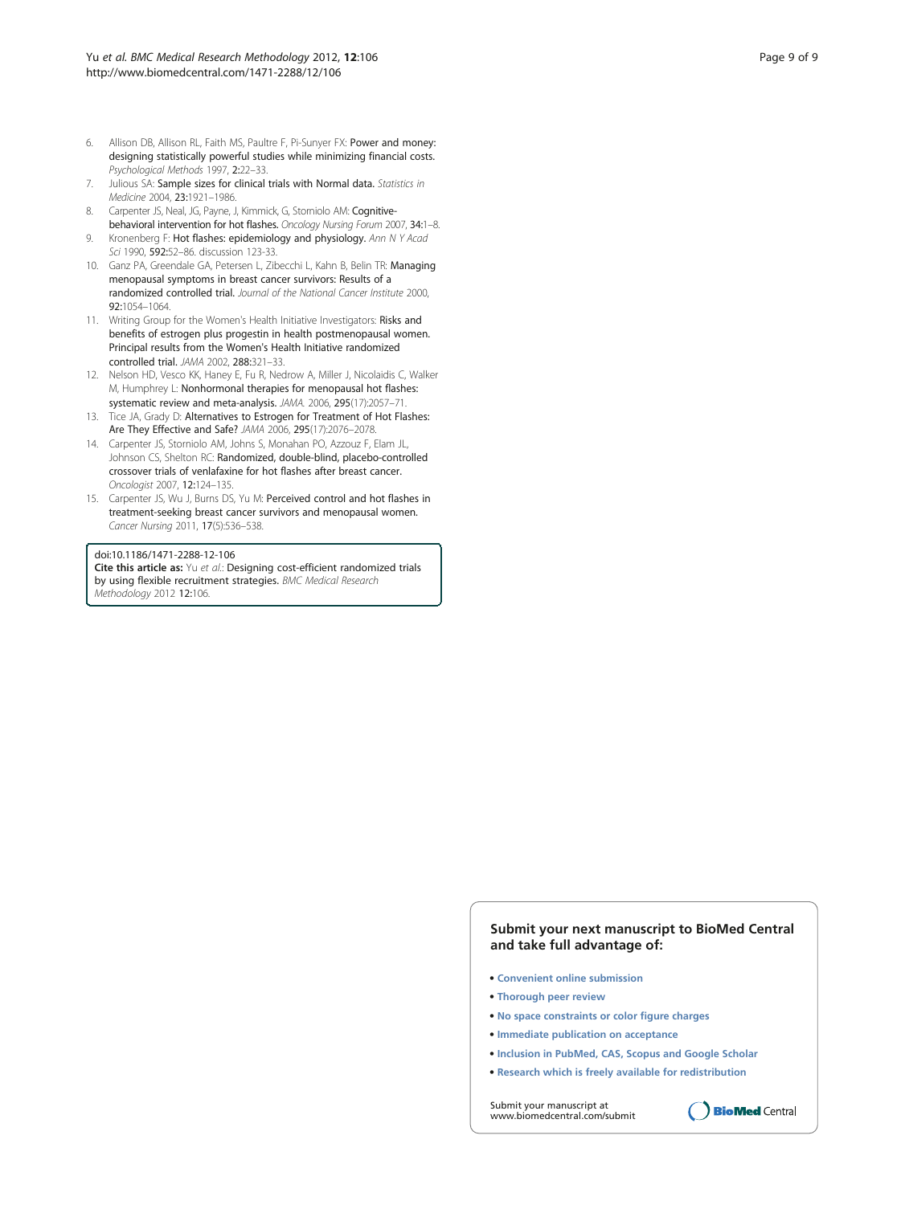6. Allison DB, Allison RL, Faith MS, Paultre F, Pi-Sunyer FX: **Power and money: designing statistically powerful studies while minimizing financial costs.** *Psychological Methods* 1997, **2:**22–33.
7. Julious SA: **Sample sizes for clinical trials with Normal data.** *Statistics in Medicine* 2004, **23:**1921–1986.
8. Carpenter JS, Neal, JG, Payne, J, Kimmick, G, Storniolo AM: **Cognitive-behavioral intervention for hot flashes.** *Oncology Nursing Forum* 2007, **34:**1–8.
9. Kronenberg F: **Hot flashes: epidemiology and physiology.** *Ann N Y Acad Sci* 1990, **592:**52–86. discussion 123-33.
10. Ganz PA, Greendale GA, Petersen L, Zibecchi L, Kahn B, Belin TR: **Managing menopausal symptoms in breast cancer survivors: Results of a randomized controlled trial.** *Journal of the National Cancer Institute* 2000, **92:**1054–1064.
11. Writing Group for the Women's Health Initiative Investigators: **Risks and benefits of estrogen plus progestin in health postmenopausal women. Principal results from the Women's Health Initiative randomized controlled trial.** *JAMA* 2002, **288:**321–33.
12. Nelson HD, Vesco KK, Haney E, Fu R, Nedrow A, Miller J, Nicolaidis C, Walker M, Humphrey L: **Nonhormonal therapies for menopausal hot flashes: systematic review and meta-analysis.** *JAMA.* 2006, **295**(17):2057–71.
13. Tice JA, Grady D: **Alternatives to Estrogen for Treatment of Hot Flashes: Are They Effective and Safe?** *JAMA* 2006, **295**(17):2076–2078.
14. Carpenter JS, Storniolo AM, Johns S, Monahan PO, Azzouz F, Elam JL, Johnson CS, Shelton RC: **Randomized, double-blind, placebo-controlled crossover trials of venlafaxine for hot flashes after breast cancer.** *Oncologist* 2007, **12:**124–135.
15. Carpenter JS, Wu J, Burns DS, Yu M: **Perceived control and hot flashes in treatment-seeking breast cancer survivors and menopausal women.** *Cancer Nursing* 2011, **17**(5):536–538.

doi:10.1186/1471-2288-12-106

**Cite this article as:** Yu *et al.*: Designing cost-efficient randomized trials by using flexible recruitment strategies. *BMC Medical Research Methodology* 2012 **12:**106.

**Submit your next manuscript to BioMed Central and take full advantage of:**

- **Convenient online submission**
- **Thorough peer review**
- **No space constraints or color figure charges**
- **Immediate publication on acceptance**
- **Inclusion in PubMed, CAS, Scopus and Google Scholar**
- **Research which is freely available for redistribution**

Submit your manuscript at www.biomedcentral.com/submit

BioMed Central